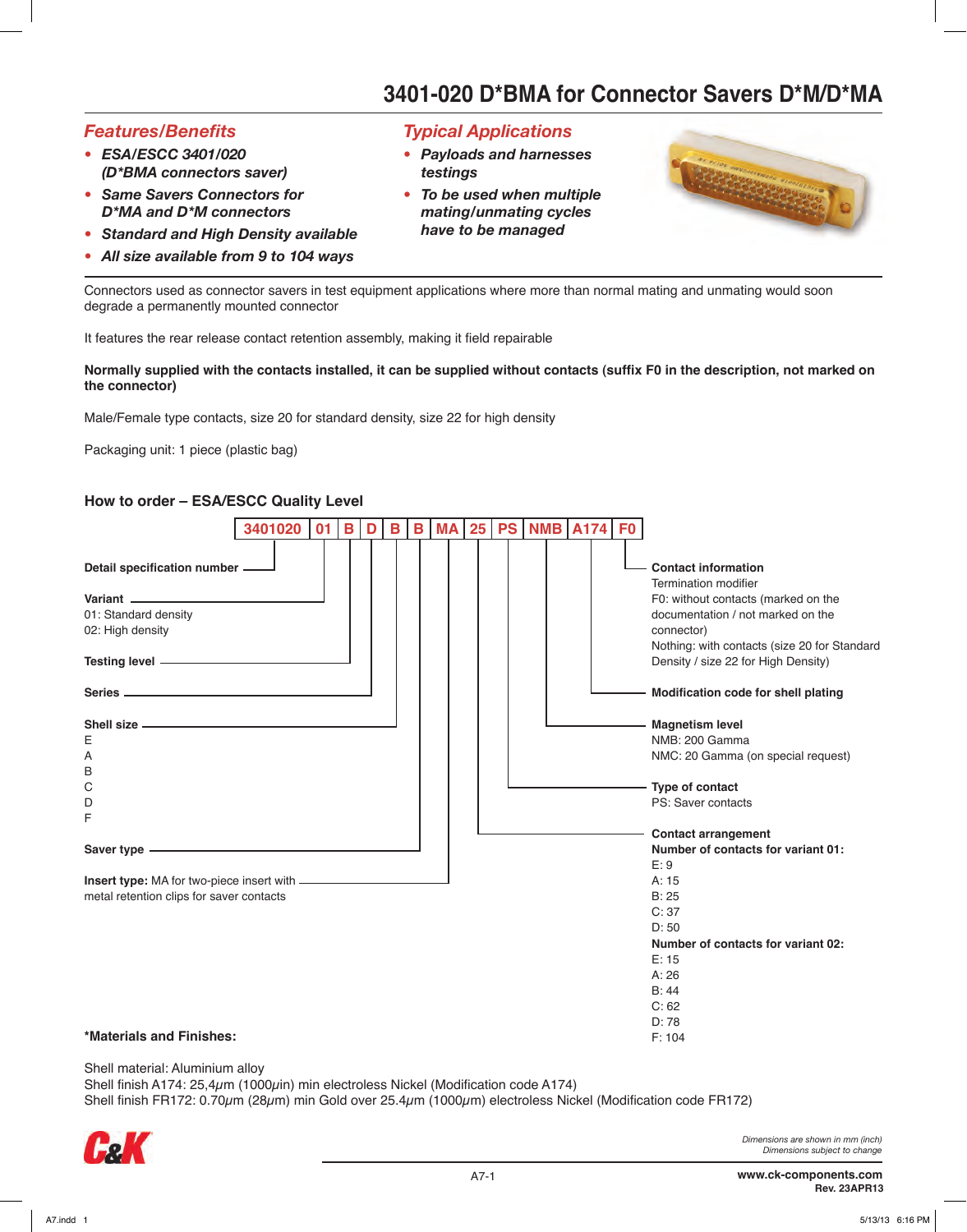# 3401-020 D*BMA for Connector Savers D*M/D*MA

## Features/Benefits

- ***ESA/ESCC 3401/020 (D*BMA connectors saver)***
- ***Same Savers Connectors for D*MA and D*M connectors***
- ***Standard and High Density available***
- ***All size available from 9 to 104 ways***

## Typical Applications

- ***Payloads and harnesses testings***
- ***To be used when multiple mating/unmating cycles have to be managed***

Connectors used as connector savers in test equipment applications where more than normal mating and unmating would soon degrade a permanently mounted connector

It features the rear release contact retention assembly, making it field repairable

**Normally supplied with the contacts installed, it can be supplied without contacts (suffix F0 in the description, not marked on the connector)**

Male/Female type contacts, size 20 for standard density, size 22 for high density

Packaging unit: 1 piece (plastic bag)

### How to order – ESA/ESCC Quality Level

| 3401020 | 01 | B | D | B | B | MA | 25 | PS | NMB | A174 | F0 |
|---|---|---|---|---|---|---|---|---|---|---|---|

**Detail specification number** – 3401020

**Variant** – 01
- 01: Standard density
- 02: High density

**Testing level** – B

**Series** – D

**Shell size** – B
- E
- A
- B
- C
- D
- F

**Saver type** – B

**Insert type:** MA for two-piece insert with metal retention clips for saver contacts

**Contact arrangement** – 25

**Number of contacts for variant 01:**
- E: 9
- A: 15
- B: 25
- C: 37
- D: 50

**Number of contacts for variant 02:**
- E: 15
- A: 26
- B: 44
- C: 62
- D: 78
- F: 104

**Type of contact** – PS
- PS: Saver contacts

**Magnetism level** – NMB
- NMB: 200 Gamma
- NMC: 20 Gamma (on special request)

**Modification code for shell plating** – A174

**Contact information** – F0

Termination modifier
- F0: without contacts (marked on the documentation / not marked on the connector)
- Nothing: with contacts (size 20 for Standard Density / size 22 for High Density)

**\*Materials and Finishes:**

Shell material: Aluminium alloy
Shell finish A174: 25,4μm (1000μin) min electroless Nickel (Modification code A174)
Shell finish FR172: 0.70μm (28μm) min Gold over 25.4μm (1000μm) electroless Nickel (Modification code FR172)

*Dimensions are shown in mm (inch)*
*Dimensions subject to change*

**www.ck-components.com**
**Rev. 23APR13**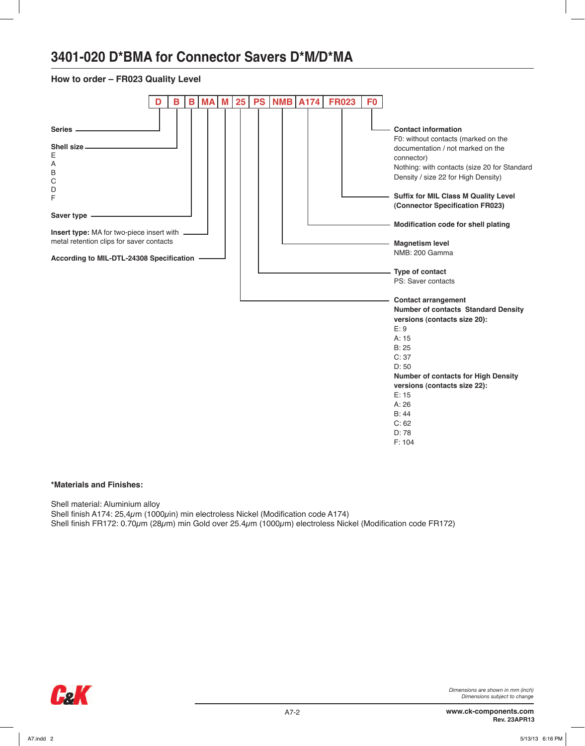# 3401-020 D*BMA for Connector Savers D*M/D*MA

## How to order – FR023 Quality Level

| D | B | B | MA | M | 25 | PS | NMB | A174 | FR023 | F0 |
|---|---|---|---|---|---|---|---|---|---|---|

**Series**: D

**Shell size**: B
- E
- A
- B
- C
- D
- F

**Saver type**: B

**Insert type:** MA for two-piece insert with metal retention clips for saver contacts

**According to MIL-DTL-24308 Specification**: M

**Contact arrangement**: 25

**Number of contacts Standard Density versions (contacts size 20):**
- E: 9
- A: 15
- B: 25
- C: 37
- D: 50

**Number of contacts for High Density versions (contacts size 22):**
- E: 15
- A: 26
- B: 44
- C: 62
- D: 78
- F: 104

**Type of contact**: PS
PS: Saver contacts

**Magnetism level**: NMB
NMB: 200 Gamma

**Modification code for shell plating**: A174

**Suffix for MIL Class M Quality Level (Connector Specification FR023)**: FR023

**Contact information**: F0
F0: without contacts (marked on the documentation / not marked on the connector)
Nothing: with contacts (size 20 for Standard Density / size 22 for High Density)

**\*Materials and Finishes:**

Shell material: Aluminium alloy
Shell finish A174: 25,4µm (1000µin) min electroless Nickel (Modification code A174)
Shell finish FR172: 0.70µm (28µm) min Gold over 25.4µm (1000µm) electroless Nickel (Modification code FR172)

*Dimensions are shown in mm (inch)*
*Dimensions subject to change*

**www.ck-components.com**
**Rev. 23APR13**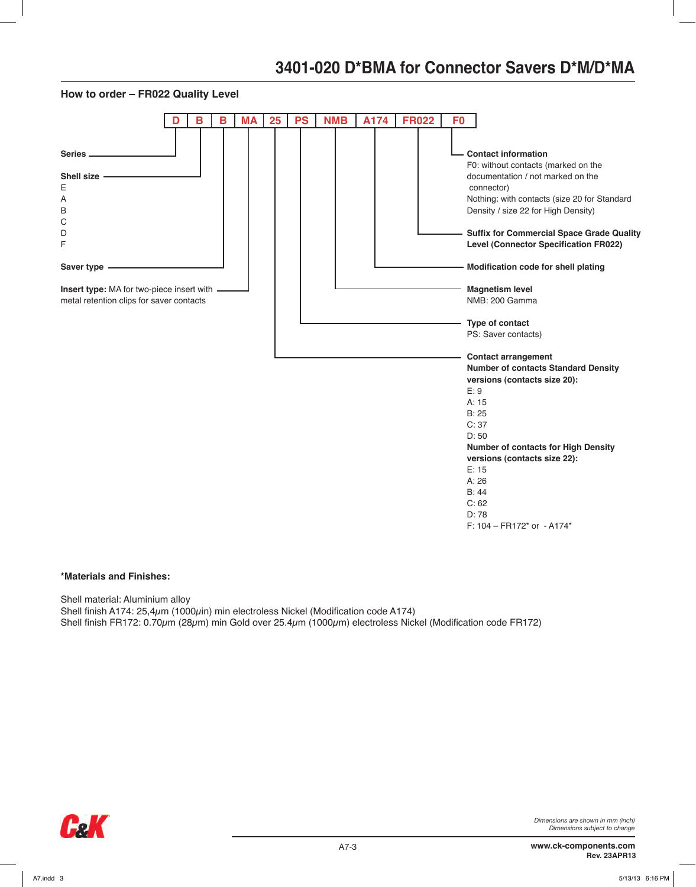# 3401-020 D*BMA for Connector Savers D*M/D*MA

## How to order – FR022 Quality Level

| D | B | B | MA | 25 | PS | NMB | A174 | FR022 | F0 |
|---|---|---|---|---|---|---|---|---|---|

**Series** — D

**Shell size** — B
- E
- A
- B
- C
- D
- F

**Saver type** — B

**Insert type:** MA for two-piece insert with metal retention clips for saver contacts

**Contact arrangement** — 25
- **Number of contacts Standard Density versions (contacts size 20):**
  - E: 9
  - A: 15
  - B: 25
  - C: 37
  - D: 50
- **Number of contacts for High Density versions (contacts size 22):**
  - E: 15
  - A: 26
  - B: 44
  - C: 62
  - D: 78
  - F: 104 – FR172* or - A174*

**Type of contact** — PS
PS: Saver contacts)

**Magnetism level** — NMB
NMB: 200 Gamma

**Modification code for shell plating** — A174

**Suffix for Commercial Space Grade Quality Level (Connector Specification FR022)** — FR022

**Contact information** — F0
F0: without contacts (marked on the documentation / not marked on the connector)
Nothing: with contacts (size 20 for Standard Density / size 22 for High Density)

**\*Materials and Finishes:**

Shell material: Aluminium alloy
Shell finish A174: 25,4μm (1000μin) min electroless Nickel (Modification code A174)
Shell finish FR172: 0.70μm (28μm) min Gold over 25.4μm (1000μm) electroless Nickel (Modification code FR172)

*Dimensions are shown in mm (inch)*
*Dimensions subject to change*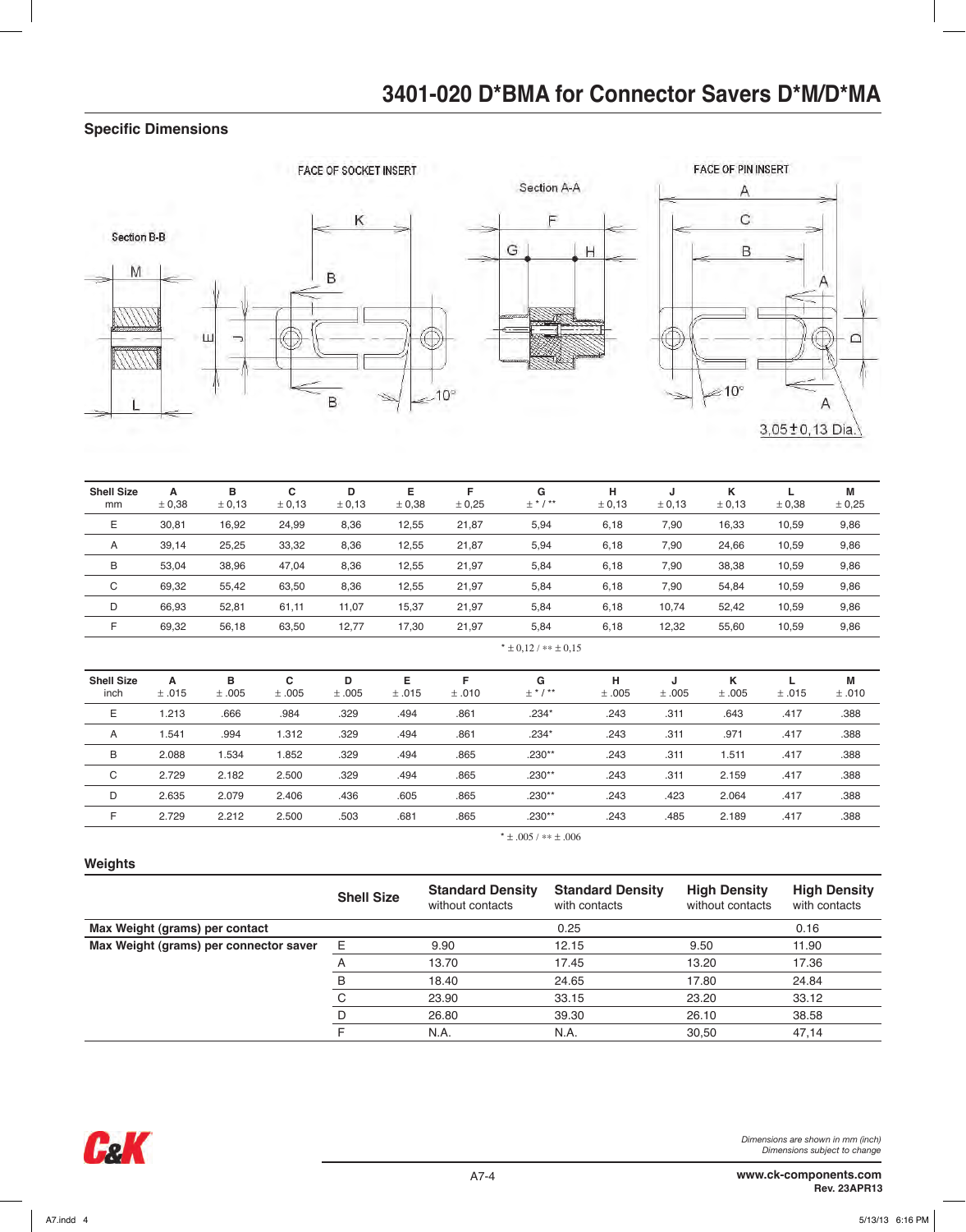# 3401-020 D*BMA for Connector Savers D*M/D*MA

## Specific Dimensions

FACE OF SOCKET INSERT

Section A-A

FACE OF PIN INSERT

Section B-B

3,05 ± 0,13 Dia.

| Shell Size mm | A ± 0,38 | B ± 0,13 | C ± 0,13 | D ± 0,13 | E ± 0,38 | F ± 0,25 | G ± * / ** | H ± 0,13 | J ± 0,13 | K ± 0,13 | L ± 0,38 | M ± 0,25 |
|---|---|---|---|---|---|---|---|---|---|---|---|---|
| E | 30,81 | 16,92 | 24,99 | 8,36 | 12,55 | 21,87 | 5,94 | 6,18 | 7,90 | 16,33 | 10,59 | 9,86 |
| A | 39,14 | 25,25 | 33,32 | 8,36 | 12,55 | 21,87 | 5,94 | 6,18 | 7,90 | 24,66 | 10,59 | 9,86 |
| B | 53,04 | 38,96 | 47,04 | 8,36 | 12,55 | 21,97 | 5,84 | 6,18 | 7,90 | 38,38 | 10,59 | 9,86 |
| C | 69,32 | 55,42 | 63,50 | 8,36 | 12,55 | 21,97 | 5,84 | 6,18 | 7,90 | 54,84 | 10,59 | 9,86 |
| D | 66,93 | 52,81 | 61,11 | 11,07 | 15,37 | 21,97 | 5,84 | 6,18 | 10,74 | 52,42 | 10,59 | 9,86 |
| F | 69,32 | 56,18 | 63,50 | 12,77 | 17,30 | 21,97 | 5,84 | 6,18 | 12,32 | 55,60 | 10,59 | 9,86 |

* ± 0,12 / ** ± 0,15

| Shell Size inch | A ± .015 | B ± .005 | C ± .005 | D ± .005 | E ± .015 | F ± .010 | G ± * / ** | H ± .005 | J ± .005 | K ± .005 | L ± .015 | M ± .010 |
|---|---|---|---|---|---|---|---|---|---|---|---|---|
| E | 1.213 | .666 | .984 | .329 | .494 | .861 | .234* | .243 | .311 | .643 | .417 | .388 |
| A | 1.541 | .994 | 1.312 | .329 | .494 | .861 | .234* | .243 | .311 | .971 | .417 | .388 |
| B | 2.088 | 1.534 | 1.852 | .329 | .494 | .865 | .230** | .243 | .311 | 1.511 | .417 | .388 |
| C | 2.729 | 2.182 | 2.500 | .329 | .494 | .865 | .230** | .243 | .311 | 2.159 | .417 | .388 |
| D | 2.635 | 2.079 | 2.406 | .436 | .605 | .865 | .230** | .243 | .423 | 2.064 | .417 | .388 |
| F | 2.729 | 2.212 | 2.500 | .503 | .681 | .865 | .230** | .243 | .485 | 2.189 | .417 | .388 |

* ± .005 / ** ± .006

## Weights

| | Shell Size | Standard Density without contacts | Standard Density with contacts | High Density without contacts | High Density with contacts |
|---|---|---|---|---|---|
| **Max Weight (grams) per contact** | | | 0.25 | | 0.16 |
| **Max Weight (grams) per connector saver** | E | 9.90 | 12.15 | 9.50 | 11.90 |
| | A | 13.70 | 17.45 | 13.20 | 17.36 |
| | B | 18.40 | 24.65 | 17.80 | 24.84 |
| | C | 23.90 | 33.15 | 23.20 | 33.12 |
| | D | 26.80 | 39.30 | 26.10 | 38.58 |
| | F | N.A. | N.A. | 30,50 | 47,14 |

*Dimensions are shown in mm (inch)*
*Dimensions subject to change*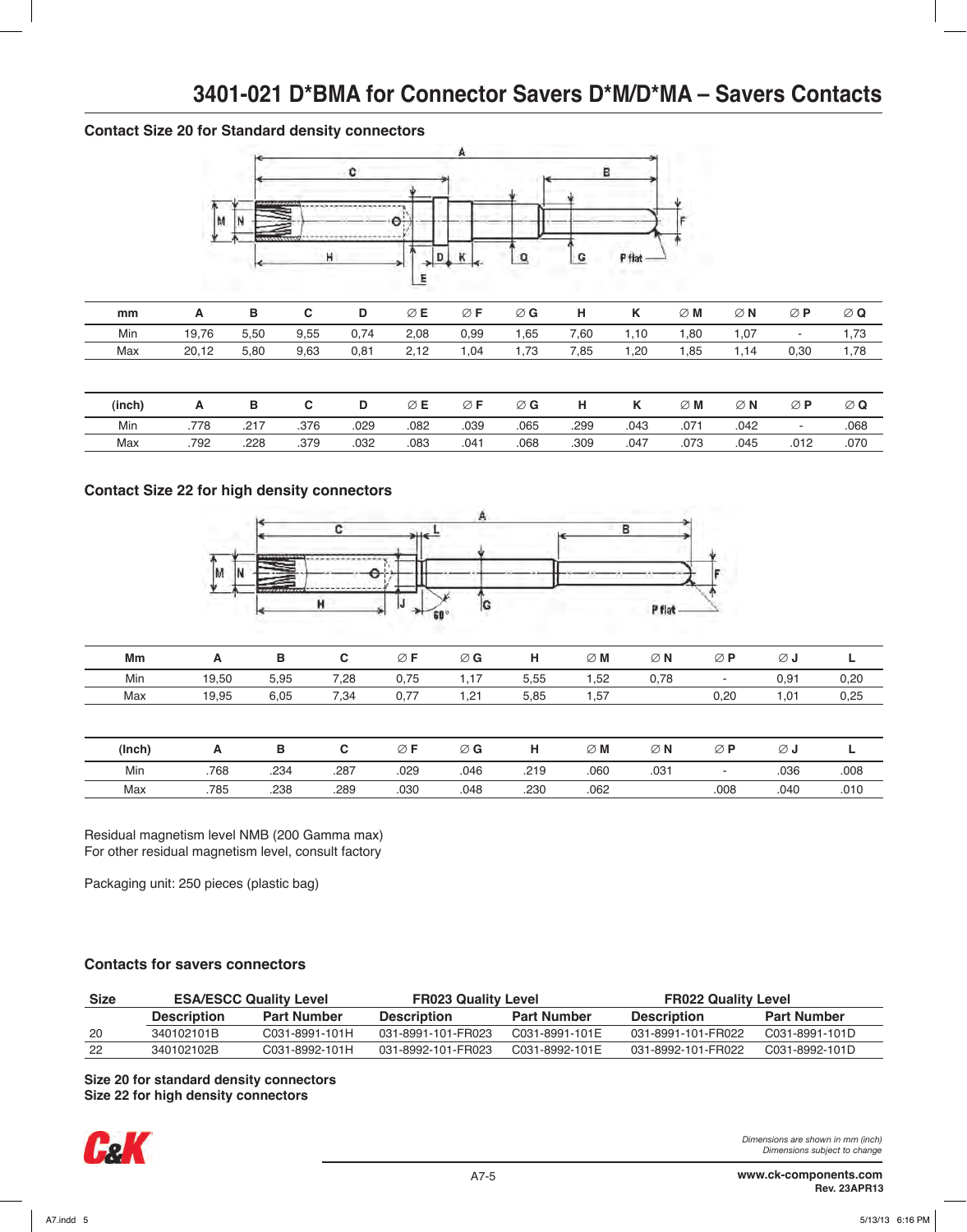# 3401-021 D*BMA for Connector Savers D*M/D*MA – Savers Contacts

### Contact Size 20 for Standard density connectors

| mm | A | B | C | D | ∅ E | ∅ F | ∅ G | H | K | ∅ M | ∅ N | ∅ P | ∅ Q |
|---|---|---|---|---|---|---|---|---|---|---|---|---|---|
| Min | 19,76 | 5,50 | 9,55 | 0,74 | 2,08 | 0,99 | 1,65 | 7,60 | 1,10 | 1,80 | 1,07 | - | 1,73 |
| Max | 20,12 | 5,80 | 9,63 | 0,81 | 2,12 | 1,04 | 1,73 | 7,85 | 1,20 | 1,85 | 1,14 | 0,30 | 1,78 |

| (inch) | A | B | C | D | ∅ E | ∅ F | ∅ G | H | K | ∅ M | ∅ N | ∅ P | ∅ Q |
|---|---|---|---|---|---|---|---|---|---|---|---|---|---|
| Min | .778 | .217 | .376 | .029 | .082 | .039 | .065 | .299 | .043 | .071 | .042 | - | .068 |
| Max | .792 | .228 | .379 | .032 | .083 | .041 | .068 | .309 | .047 | .073 | .045 | .012 | .070 |

### Contact Size 22 for high density connectors

| Mm | A | B | C | ∅ F | ∅ G | H | ∅ M | ∅ N | ∅ P | ∅ J | L |
|---|---|---|---|---|---|---|---|---|---|---|---|
| Min | 19,50 | 5,95 | 7,28 | 0,75 | 1,17 | 5,55 | 1,52 | 0,78 | - | 0,91 | 0,20 |
| Max | 19,95 | 6,05 | 7,34 | 0,77 | 1,21 | 5,85 | 1,57 | | 0,20 | 1,01 | 0,25 |

| (Inch) | A | B | C | ∅ F | ∅ G | H | ∅ M | ∅ N | ∅ P | ∅ J | L |
|---|---|---|---|---|---|---|---|---|---|---|---|
| Min | .768 | .234 | .287 | .029 | .046 | .219 | .060 | .031 | - | .036 | .008 |
| Max | .785 | .238 | .289 | .030 | .048 | .230 | .062 | | .008 | .040 | .010 |

Residual magnetism level NMB (200 Gamma max)
For other residual magnetism level, consult factory

Packaging unit: 250 pieces (plastic bag)

### Contacts for savers connectors

| Size | ESA/ESCC Quality Level | | FR023 Quality Level | | FR022 Quality Level | |
|---|---|---|---|---|---|---|
| | Description | Part Number | Description | Part Number | Description | Part Number |
| 20 | 340102101B | C031-8991-101H | 031-8991-101-FR023 | C031-8991-101E | 031-8991-101-FR022 | C031-8991-101D |
| 22 | 340102102B | C031-8992-101H | 031-8992-101-FR023 | C031-8992-101E | 031-8992-101-FR022 | C031-8992-101D |

**Size 20 for standard density connectors**
**Size 22 for high density connectors**

*Dimensions are shown in mm (inch)*
*Dimensions subject to change*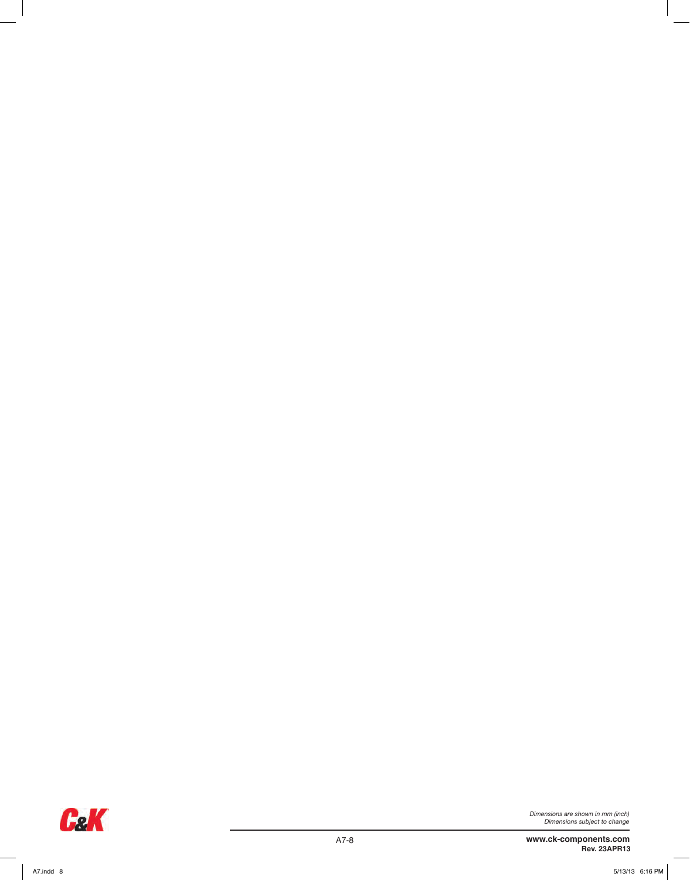*Dimensions are shown in mm (inch)*
*Dimensions subject to change*

**www.ck-components.com**
**Rev. 23APR13**